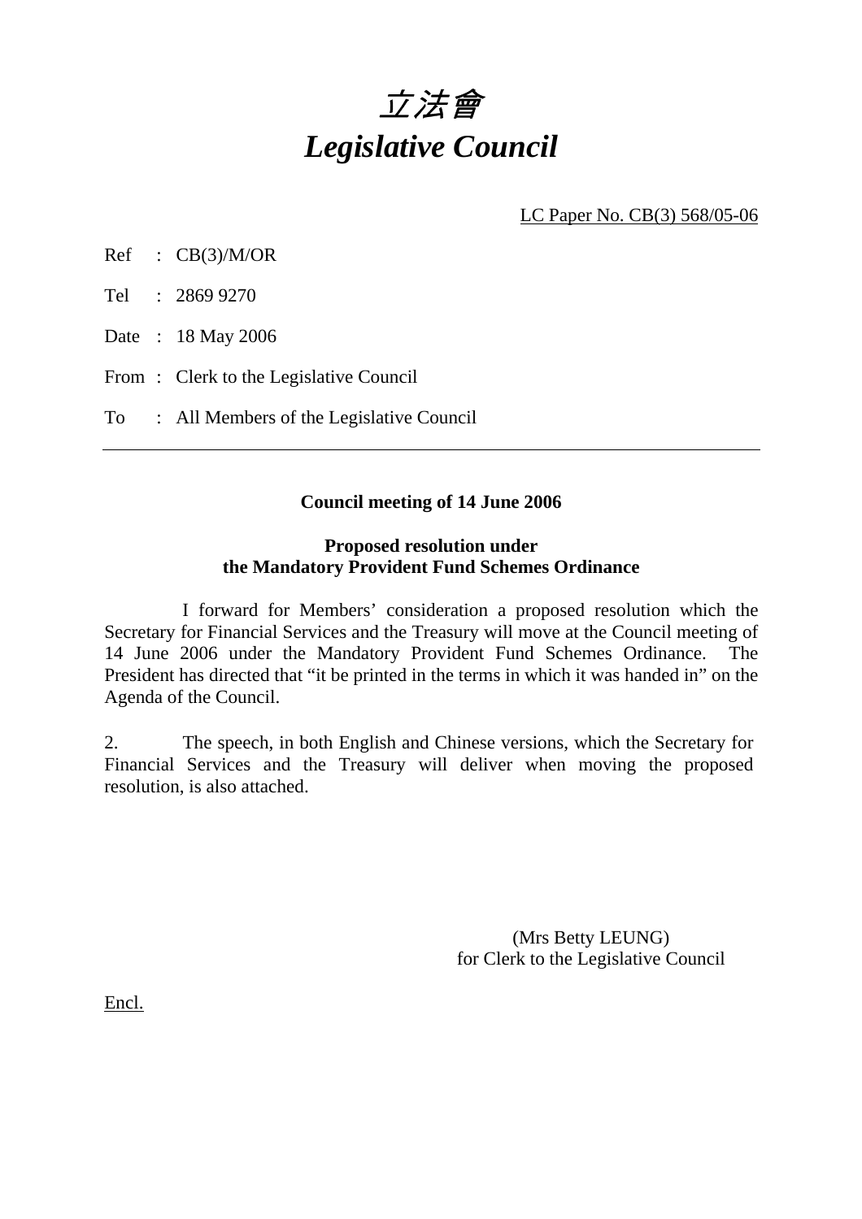# *立法會*
# *Legislative Council*

LC Paper No. CB(3) 568/05-06

Ref : CB(3)/M/OR

Tel : 2869 9270

Date : 18 May 2006

From : Clerk to the Legislative Council

To : All Members of the Legislative Council

---

**Council meeting of 14 June 2006**

**Proposed resolution under the Mandatory Provident Fund Schemes Ordinance**

I forward for Members' consideration a proposed resolution which the Secretary for Financial Services and the Treasury will move at the Council meeting of 14 June 2006 under the Mandatory Provident Fund Schemes Ordinance. The President has directed that "it be printed in the terms in which it was handed in" on the Agenda of the Council.

2. The speech, in both English and Chinese versions, which the Secretary for Financial Services and the Treasury will deliver when moving the proposed resolution, is also attached.

(Mrs Betty LEUNG)
for Clerk to the Legislative Council

Encl.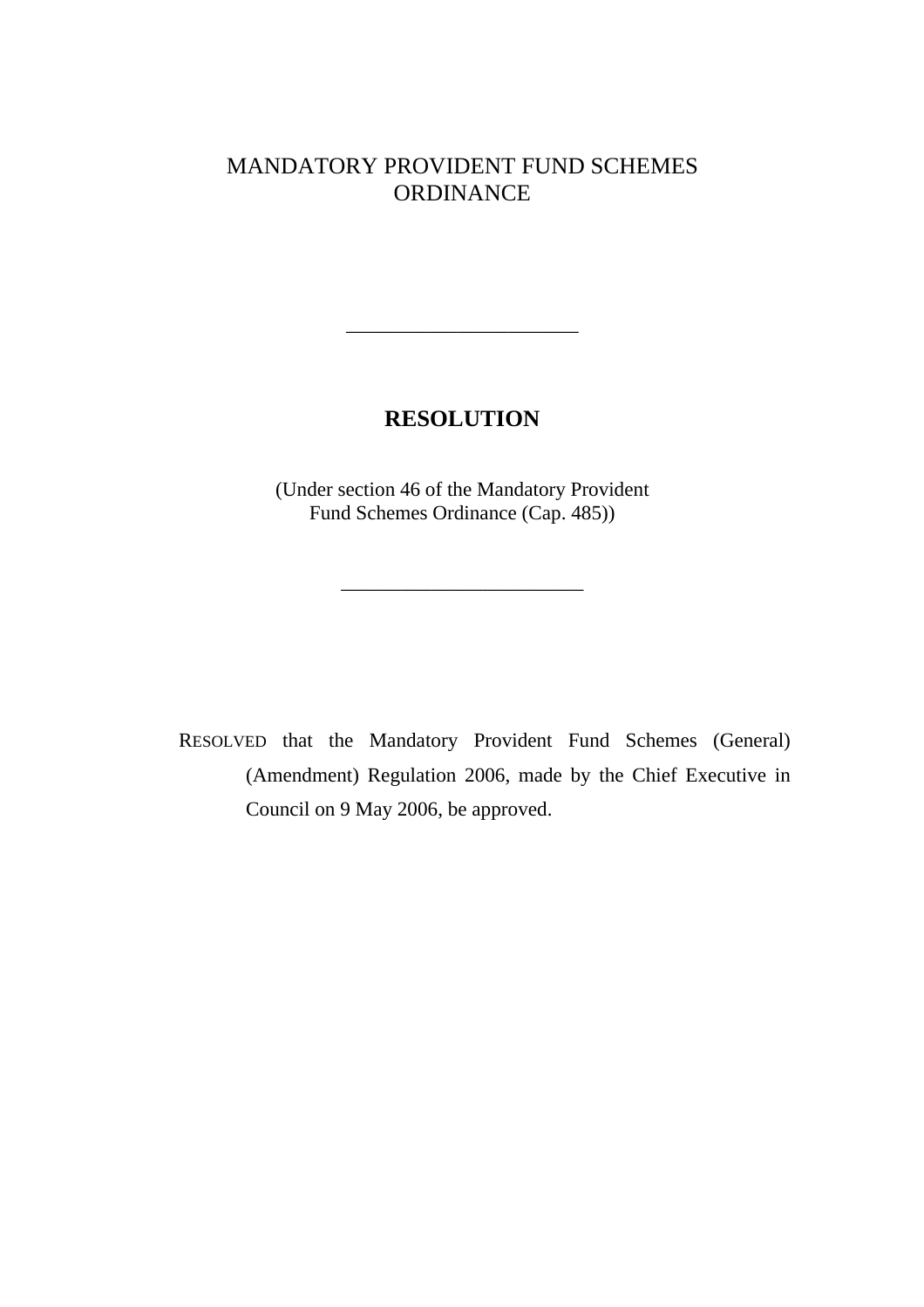MANDATORY PROVIDENT FUND SCHEMES ORDINANCE

---

## RESOLUTION

(Under section 46 of the Mandatory Provident Fund Schemes Ordinance (Cap. 485))

---

RESOLVED that the Mandatory Provident Fund Schemes (General) (Amendment) Regulation 2006, made by the Chief Executive in Council on 9 May 2006, be approved.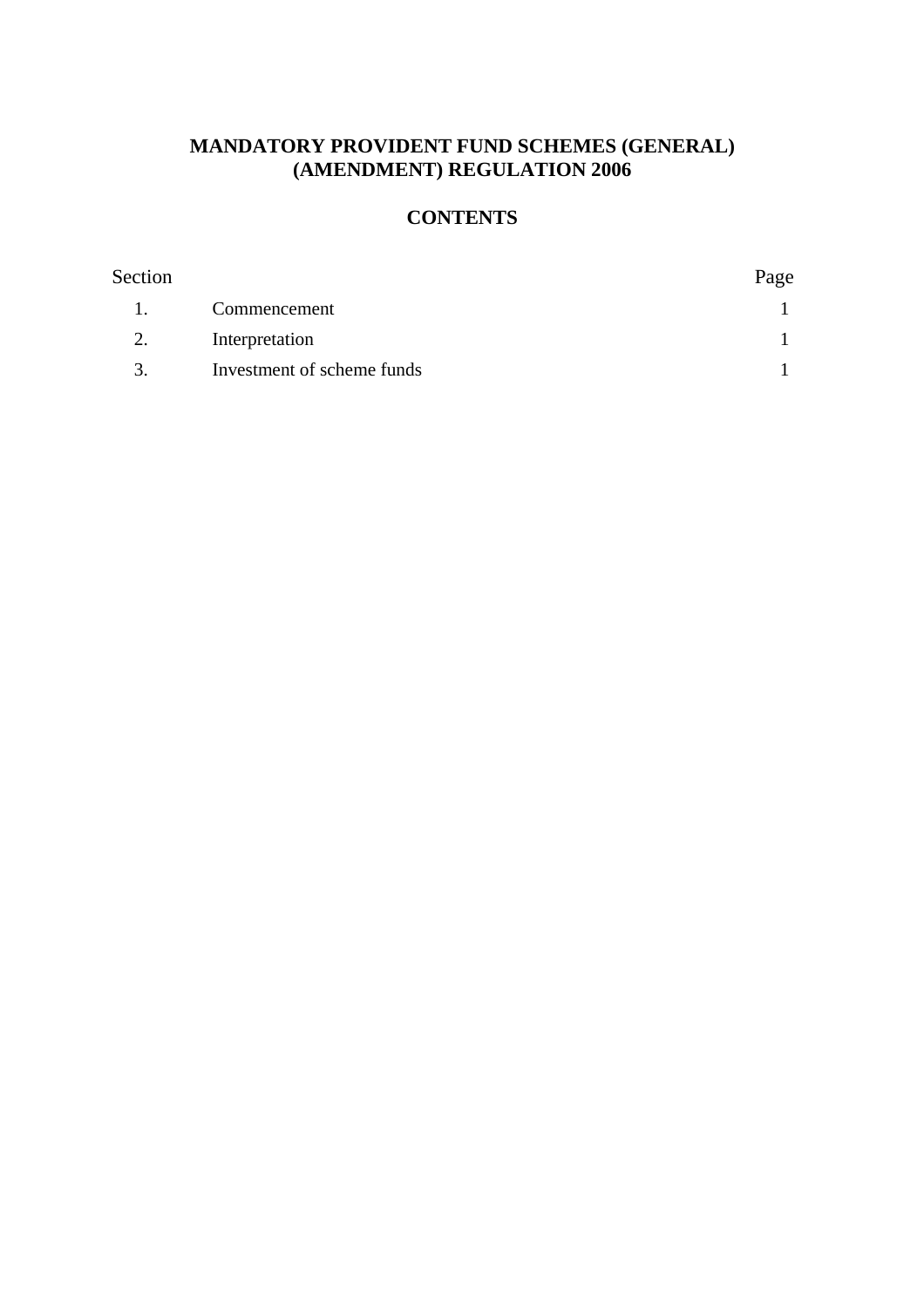# MANDATORY PROVIDENT FUND SCHEMES (GENERAL) (AMENDMENT) REGULATION 2006

## CONTENTS

| Section | | Page |
|---|---|---|
| 1. | Commencement | 1 |
| 2. | Interpretation | 1 |
| 3. | Investment of scheme funds | 1 |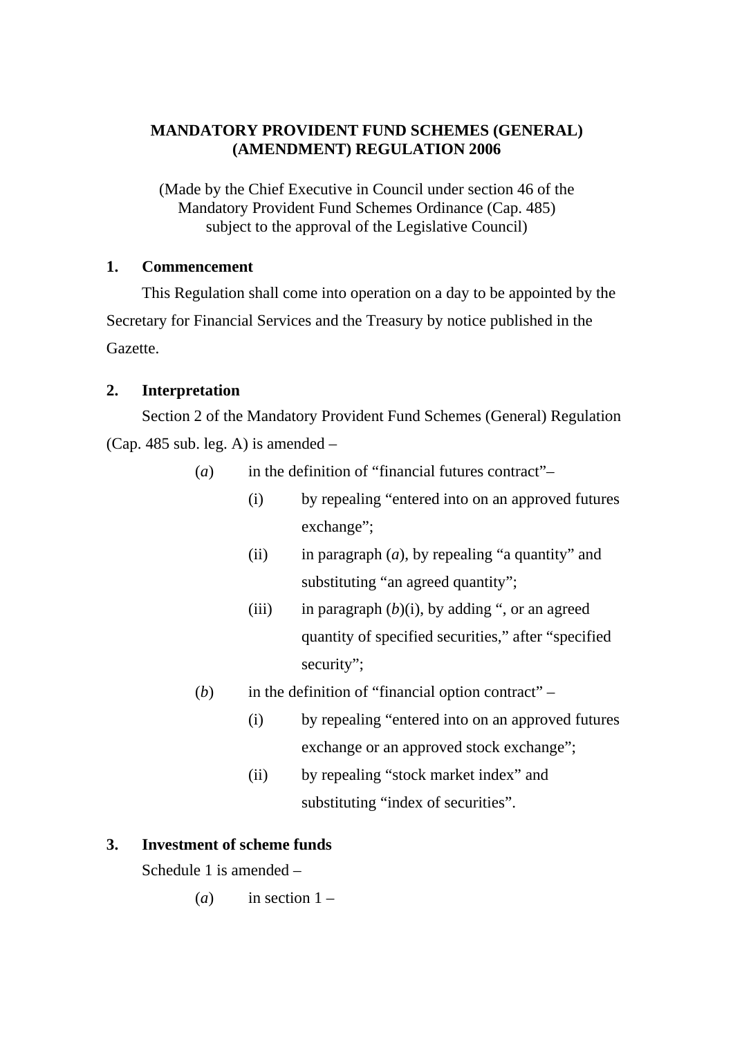# MANDATORY PROVIDENT FUND SCHEMES (GENERAL) (AMENDMENT) REGULATION 2006

(Made by the Chief Executive in Council under section 46 of the Mandatory Provident Fund Schemes Ordinance (Cap. 485) subject to the approval of the Legislative Council)

**1. Commencement**

This Regulation shall come into operation on a day to be appointed by the Secretary for Financial Services and the Treasury by notice published in the Gazette.

**2. Interpretation**

Section 2 of the Mandatory Provident Fund Schemes (General) Regulation (Cap. 485 sub. leg. A) is amended –

(*a*) in the definition of "financial futures contract"–

(i) by repealing "entered into on an approved futures exchange";

(ii) in paragraph (*a*), by repealing "a quantity" and substituting "an agreed quantity";

(iii) in paragraph (*b*)(i), by adding ", or an agreed quantity of specified securities," after "specified security";

(*b*) in the definition of "financial option contract" –

(i) by repealing "entered into on an approved futures exchange or an approved stock exchange";

(ii) by repealing "stock market index" and substituting "index of securities".

**3. Investment of scheme funds**

Schedule 1 is amended –

(*a*) in section 1 –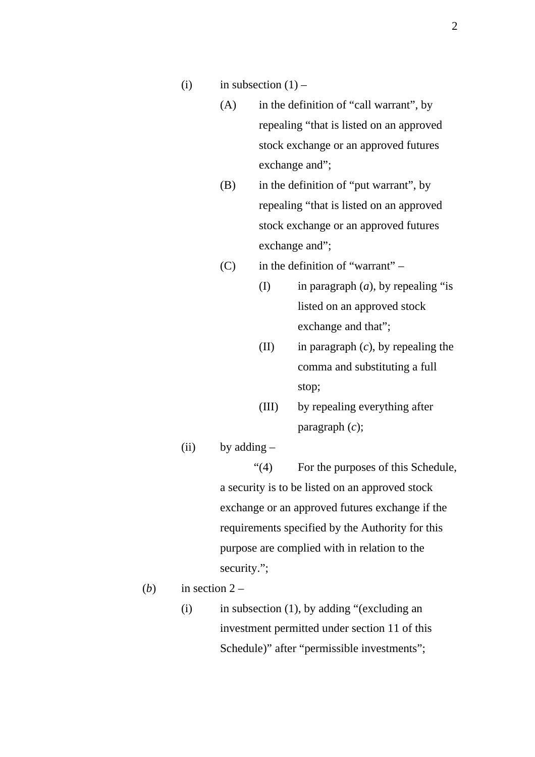(i) in subsection (1) –

(A) in the definition of "call warrant", by repealing "that is listed on an approved stock exchange or an approved futures exchange and";

(B) in the definition of "put warrant", by repealing "that is listed on an approved stock exchange or an approved futures exchange and";

(C) in the definition of "warrant" –

(I) in paragraph (*a*), by repealing "is listed on an approved stock exchange and that";

(II) in paragraph (*c*), by repealing the comma and substituting a full stop;

(III) by repealing everything after paragraph (*c*);

(ii) by adding –

"(4) For the purposes of this Schedule, a security is to be listed on an approved stock exchange or an approved futures exchange if the requirements specified by the Authority for this purpose are complied with in relation to the security.";

(*b*) in section 2 –

(i) in subsection (1), by adding "(excluding an investment permitted under section 11 of this Schedule)" after "permissible investments";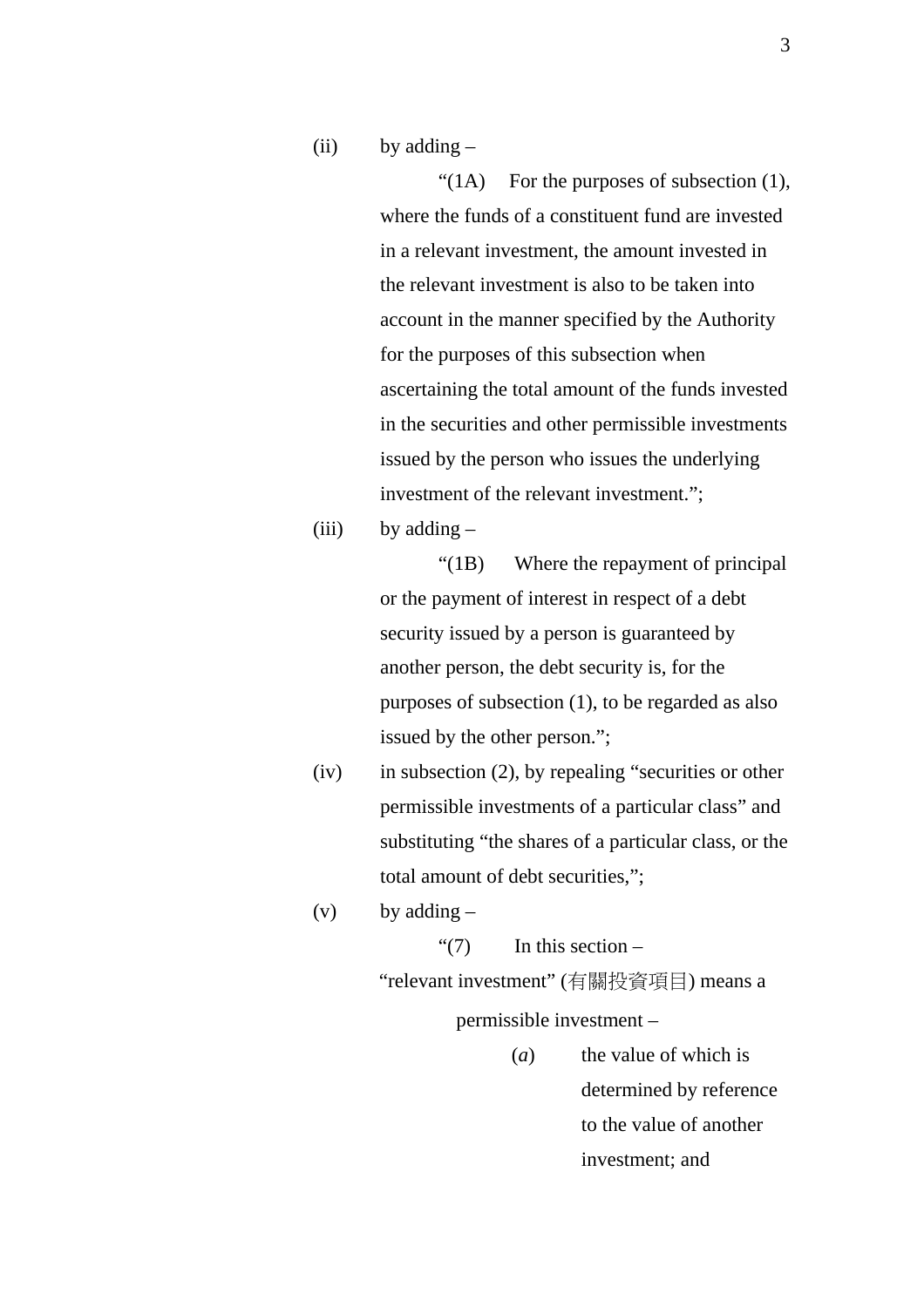(ii) by adding –

“(1A) For the purposes of subsection (1), where the funds of a constituent fund are invested in a relevant investment, the amount invested in the relevant investment is also to be taken into account in the manner specified by the Authority for the purposes of this subsection when ascertaining the total amount of the funds invested in the securities and other permissible investments issued by the person who issues the underlying investment of the relevant investment.”;

(iii) by adding –

“(1B) Where the repayment of principal or the payment of interest in respect of a debt security issued by a person is guaranteed by another person, the debt security is, for the purposes of subsection (1), to be regarded as also issued by the other person.”;

(iv) in subsection (2), by repealing “securities or other permissible investments of a particular class” and substituting “the shares of a particular class, or the total amount of debt securities,”;

(v) by adding –

“(7) In this section –

“relevant investment” (有關投資項目) means a permissible investment –

(*a*) the value of which is determined by reference to the value of another investment; and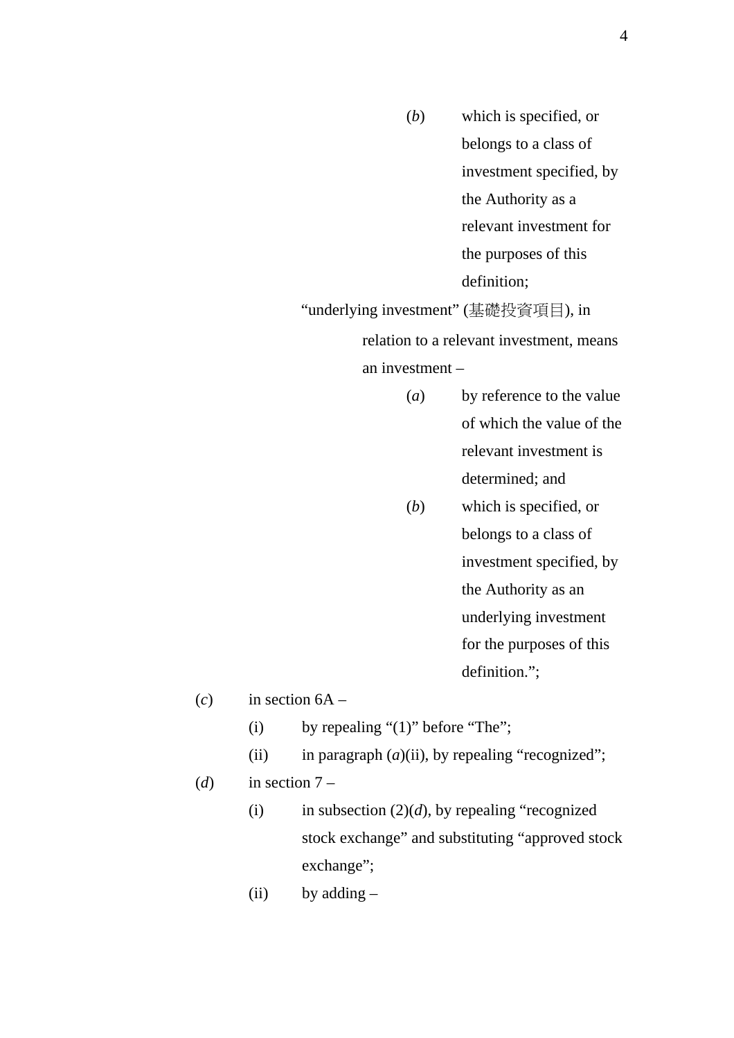(*b*) which is specified, or belongs to a class of investment specified, by the Authority as a relevant investment for the purposes of this definition;

"underlying investment" (基礎投資項目), in relation to a relevant investment, means an investment –

(*a*) by reference to the value of which the value of the relevant investment is determined; and

(*b*) which is specified, or belongs to a class of investment specified, by the Authority as an underlying investment for the purposes of this definition.";

(*c*) in section 6A –

(i) by repealing "(1)" before "The";

(ii) in paragraph (*a*)(ii), by repealing "recognized";

(*d*) in section 7 –

(i) in subsection (2)(*d*), by repealing "recognized stock exchange" and substituting "approved stock exchange";

(ii) by adding –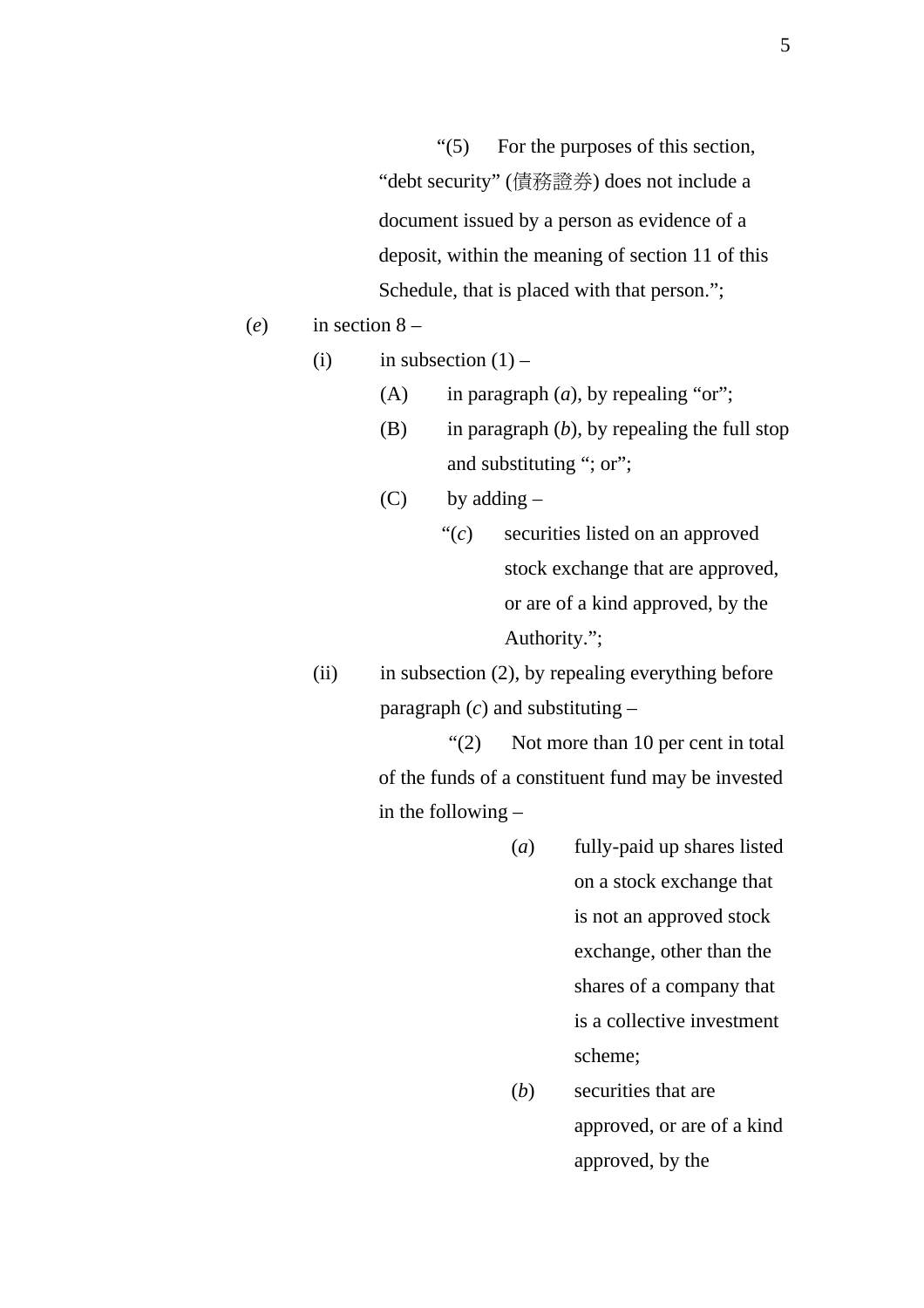"(5) For the purposes of this section, "debt security" (債務證券) does not include a document issued by a person as evidence of a deposit, within the meaning of section 11 of this Schedule, that is placed with that person.";

(*e*) in section 8 –

(i) in subsection (1) –

(A) in paragraph (*a*), by repealing "or";

(B) in paragraph (*b*), by repealing the full stop and substituting "; or";

(C) by adding –

"(*c*) securities listed on an approved stock exchange that are approved, or are of a kind approved, by the Authority.";

(ii) in subsection (2), by repealing everything before paragraph (*c*) and substituting –

"(2) Not more than 10 per cent in total of the funds of a constituent fund may be invested in the following –

(*a*) fully-paid up shares listed on a stock exchange that is not an approved stock exchange, other than the shares of a company that is a collective investment scheme;

(*b*) securities that are approved, or are of a kind approved, by the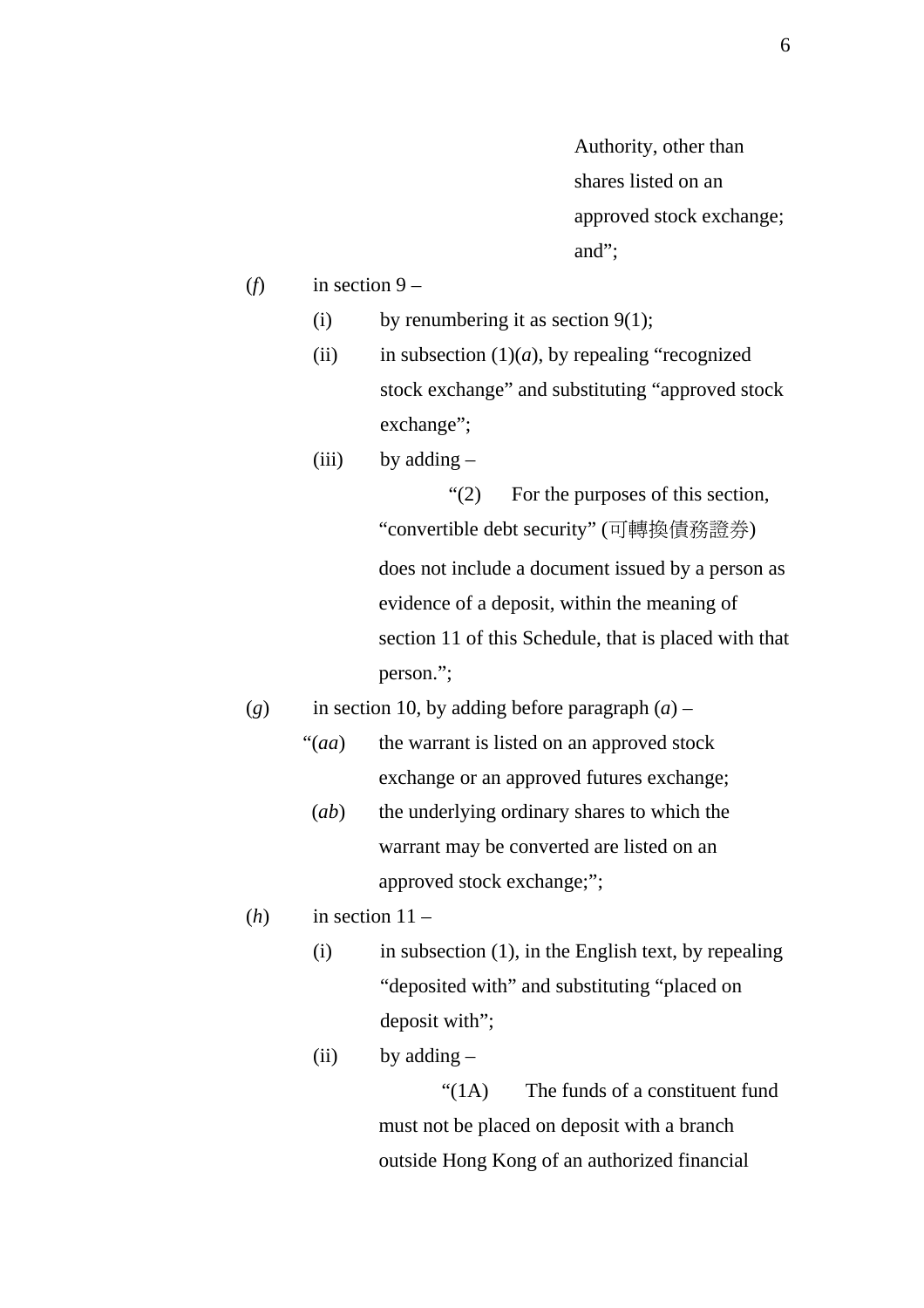Authority, other than shares listed on an approved stock exchange; and";

(*f*) in section 9 –

(i) by renumbering it as section 9(1);

(ii) in subsection (1)(*a*), by repealing "recognized stock exchange" and substituting "approved stock exchange";

(iii) by adding –

"(2) For the purposes of this section, "convertible debt security" (可轉換債務證券) does not include a document issued by a person as evidence of a deposit, within the meaning of section 11 of this Schedule, that is placed with that person.";

(*g*) in section 10, by adding before paragraph (*a*) –

"(*aa*) the warrant is listed on an approved stock exchange or an approved futures exchange;

(*ab*) the underlying ordinary shares to which the warrant may be converted are listed on an approved stock exchange;";

(*h*) in section 11 –

(i) in subsection (1), in the English text, by repealing "deposited with" and substituting "placed on deposit with";

(ii) by adding –

"(1A) The funds of a constituent fund must not be placed on deposit with a branch outside Hong Kong of an authorized financial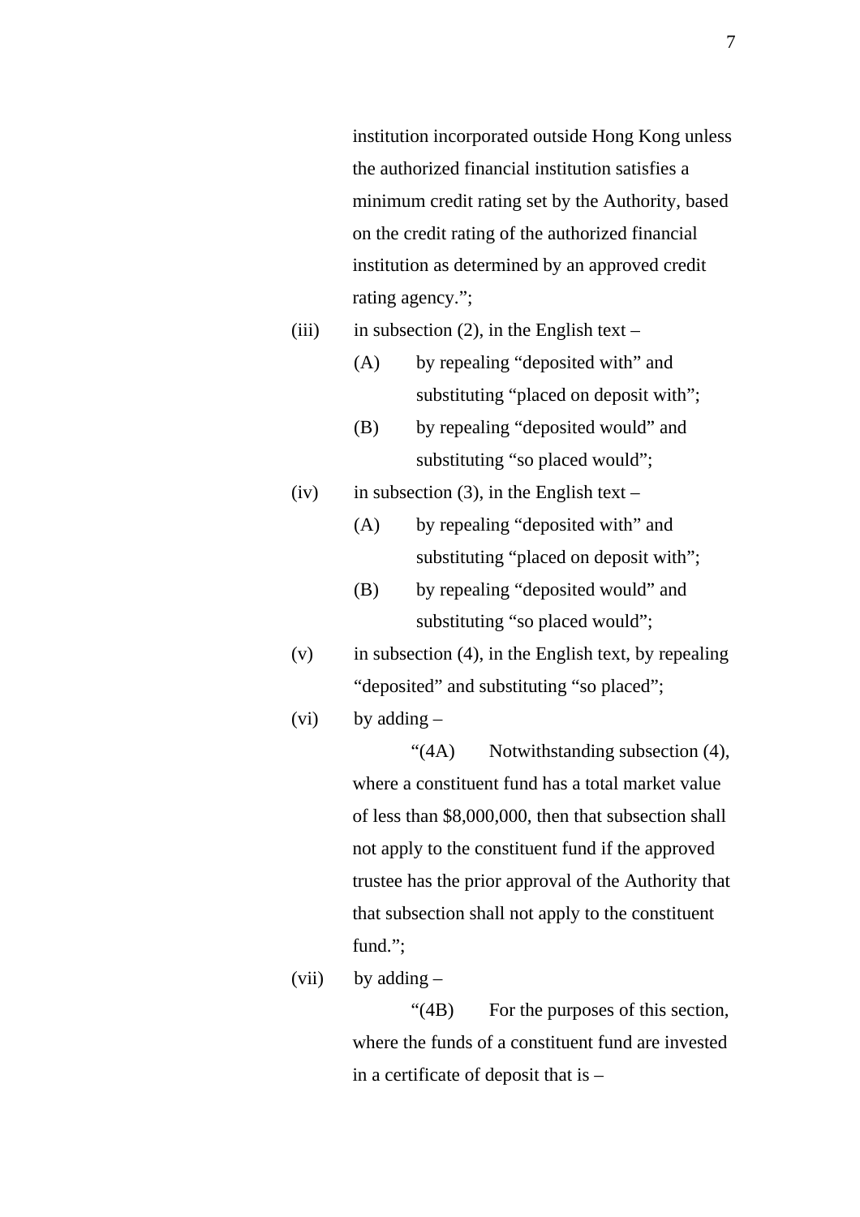institution incorporated outside Hong Kong unless the authorized financial institution satisfies a minimum credit rating set by the Authority, based on the credit rating of the authorized financial institution as determined by an approved credit rating agency.”;

(iii) in subsection (2), in the English text –

(A) by repealing “deposited with” and substituting “placed on deposit with”;

(B) by repealing “deposited would” and substituting “so placed would”;

(iv) in subsection (3), in the English text –

(A) by repealing “deposited with” and substituting “placed on deposit with”;

(B) by repealing “deposited would” and substituting “so placed would”;

(v) in subsection (4), in the English text, by repealing “deposited” and substituting “so placed”;

(vi) by adding –

“(4A) Notwithstanding subsection (4), where a constituent fund has a total market value of less than $8,000,000, then that subsection shall not apply to the constituent fund if the approved trustee has the prior approval of the Authority that that subsection shall not apply to the constituent fund.”;

(vii) by adding –

“(4B) For the purposes of this section, where the funds of a constituent fund are invested in a certificate of deposit that is –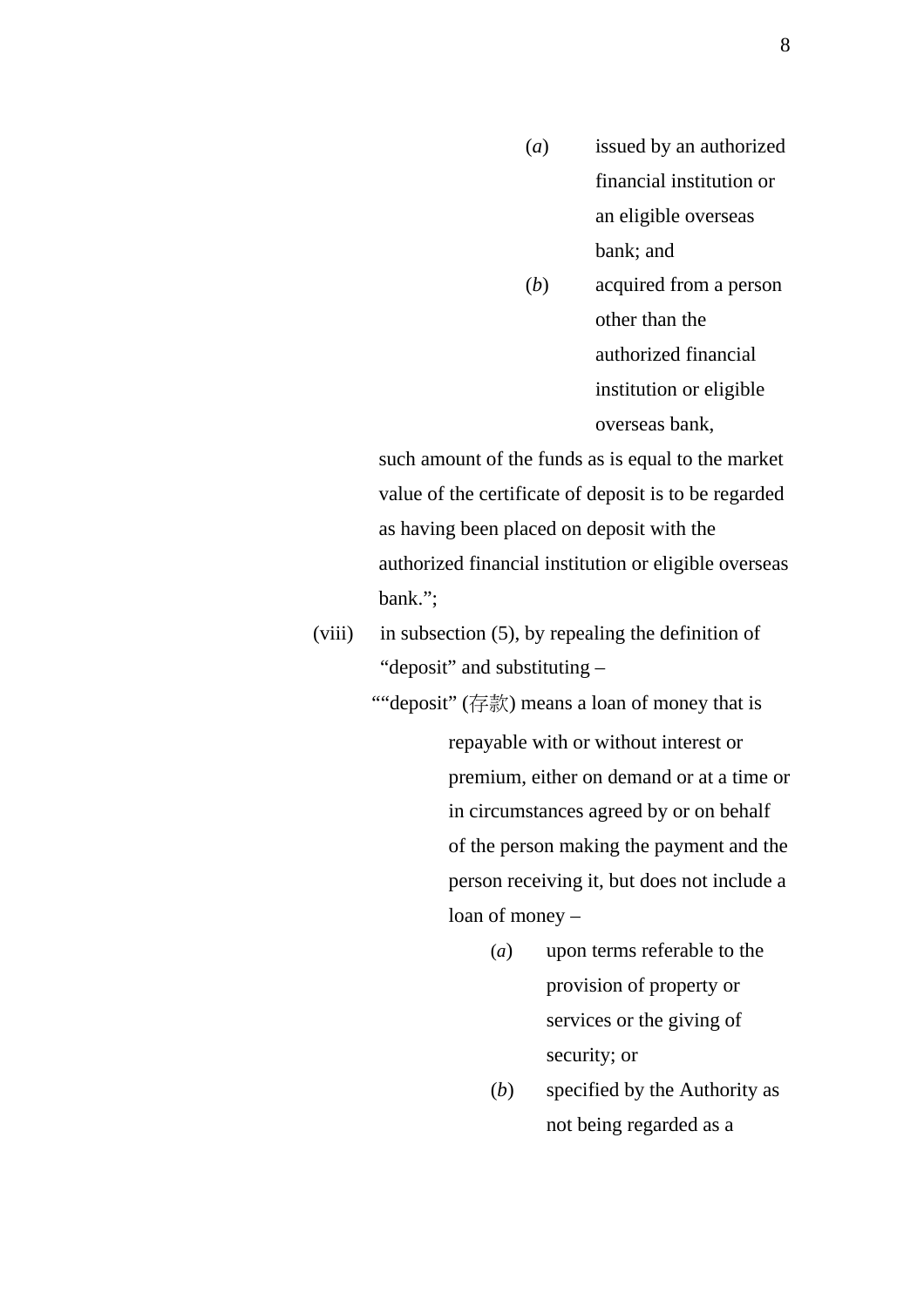(*a*) issued by an authorized financial institution or an eligible overseas bank; and

(*b*) acquired from a person other than the authorized financial institution or eligible overseas bank,

such amount of the funds as is equal to the market value of the certificate of deposit is to be regarded as having been placed on deposit with the authorized financial institution or eligible overseas bank.";

(viii) in subsection (5), by repealing the definition of "deposit" and substituting –

""deposit" (存款) means a loan of money that is repayable with or without interest or premium, either on demand or at a time or in circumstances agreed by or on behalf of the person making the payment and the person receiving it, but does not include a loan of money –

(*a*) upon terms referable to the provision of property or services or the giving of security; or

(*b*) specified by the Authority as not being regarded as a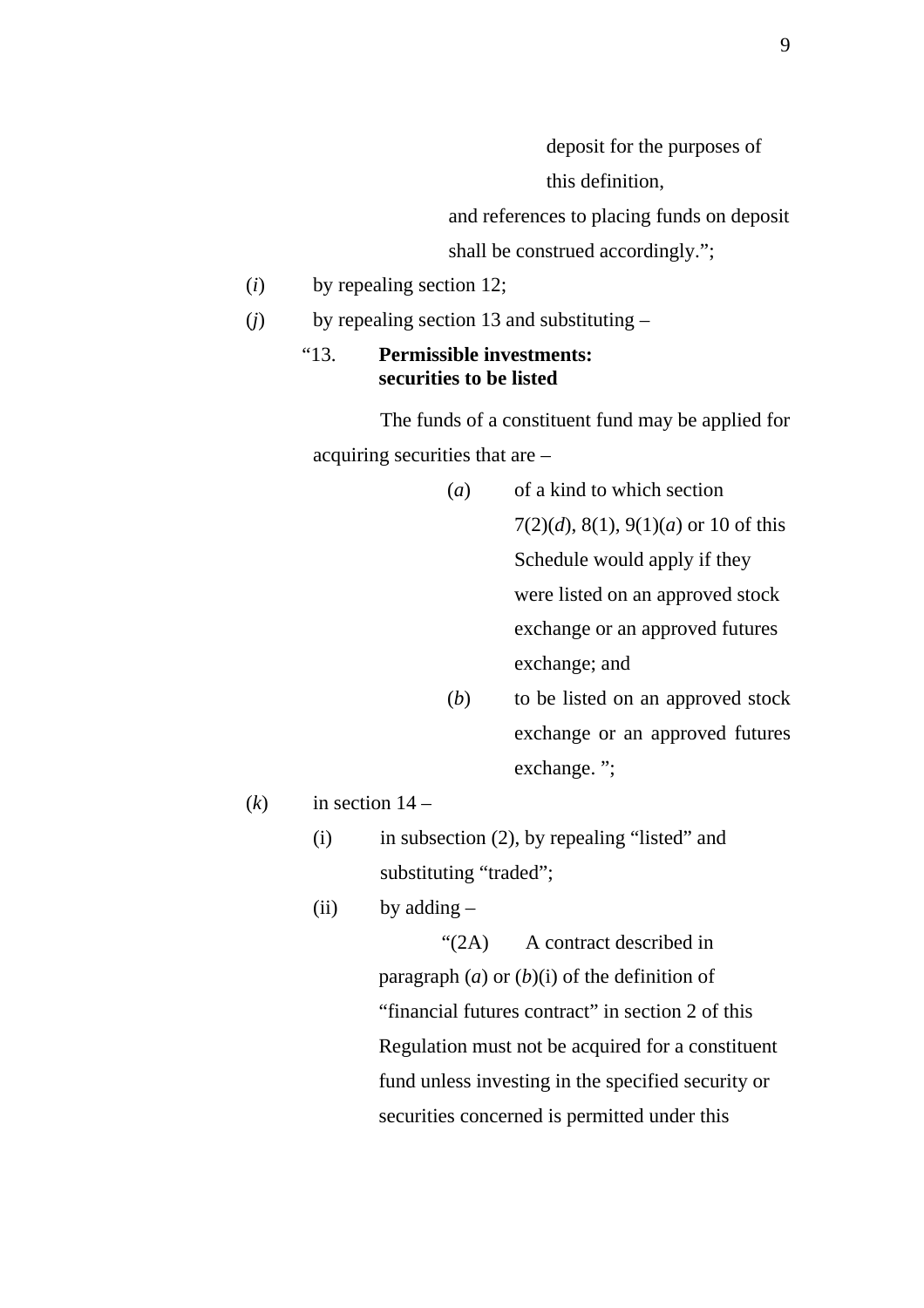deposit for the purposes of this definition,

and references to placing funds on deposit shall be construed accordingly.";

(*i*) by repealing section 12;

(*j*) by repealing section 13 and substituting –

"13. **Permissible investments: securities to be listed**

The funds of a constituent fund may be applied for acquiring securities that are –

(*a*) of a kind to which section 7(2)(*d*), 8(1), 9(1)(*a*) or 10 of this Schedule would apply if they were listed on an approved stock exchange or an approved futures exchange; and

(*b*) to be listed on an approved stock exchange or an approved futures exchange. ";

(*k*) in section 14 –

(i) in subsection (2), by repealing "listed" and substituting "traded";

(ii) by adding –

"(2A) A contract described in paragraph (*a*) or (*b*)(i) of the definition of "financial futures contract" in section 2 of this Regulation must not be acquired for a constituent fund unless investing in the specified security or securities concerned is permitted under this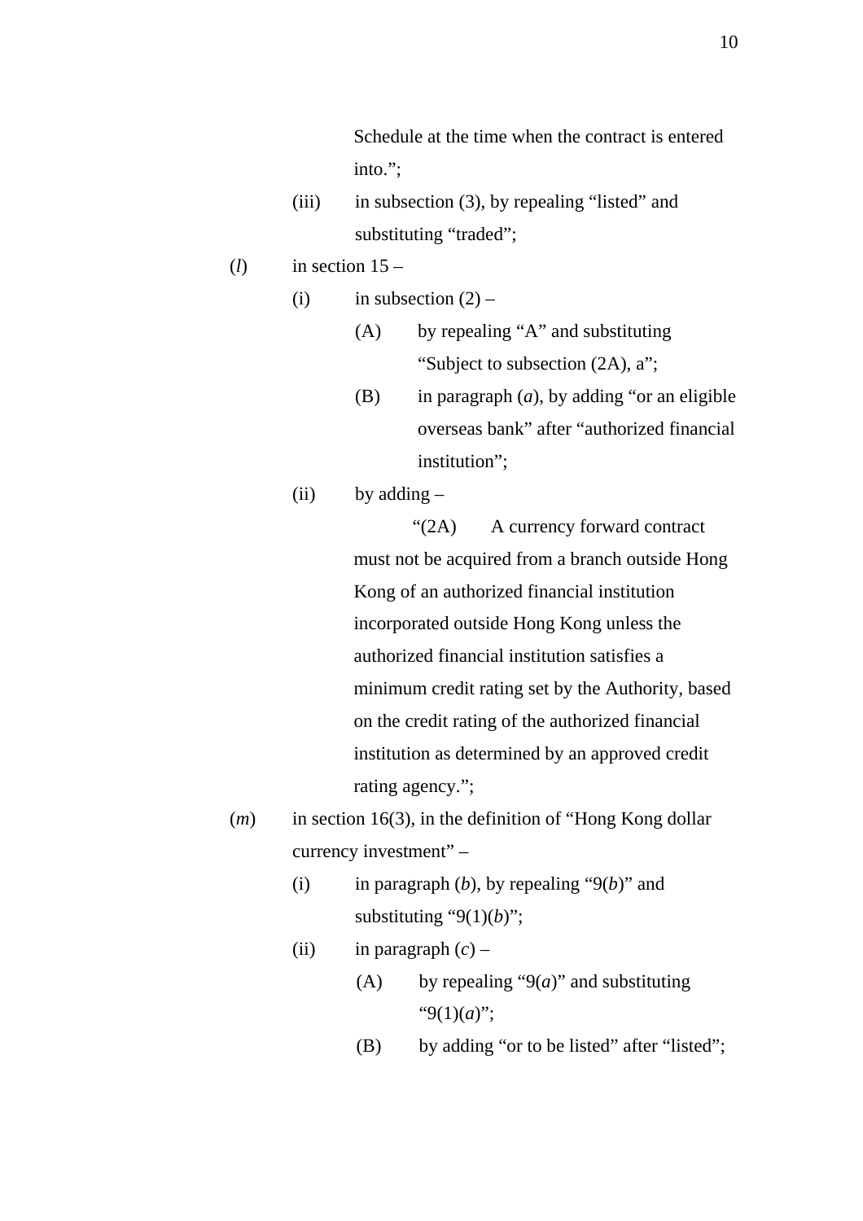Schedule at the time when the contract is entered into.";

(iii) in subsection (3), by repealing "listed" and substituting "traded";

(*l*) in section 15 –

(i) in subsection (2) –

(A) by repealing "A" and substituting "Subject to subsection (2A), a";

(B) in paragraph (*a*), by adding "or an eligible overseas bank" after "authorized financial institution";

(ii) by adding –

"(2A) A currency forward contract must not be acquired from a branch outside Hong Kong of an authorized financial institution incorporated outside Hong Kong unless the authorized financial institution satisfies a minimum credit rating set by the Authority, based on the credit rating of the authorized financial institution as determined by an approved credit rating agency.";

(*m*) in section 16(3), in the definition of "Hong Kong dollar currency investment" –

(i) in paragraph (*b*), by repealing "9(*b*)" and substituting "9(1)(*b*)";

(ii) in paragraph (*c*) –

(A) by repealing "9(*a*)" and substituting "9(1)(*a*)";

(B) by adding "or to be listed" after "listed";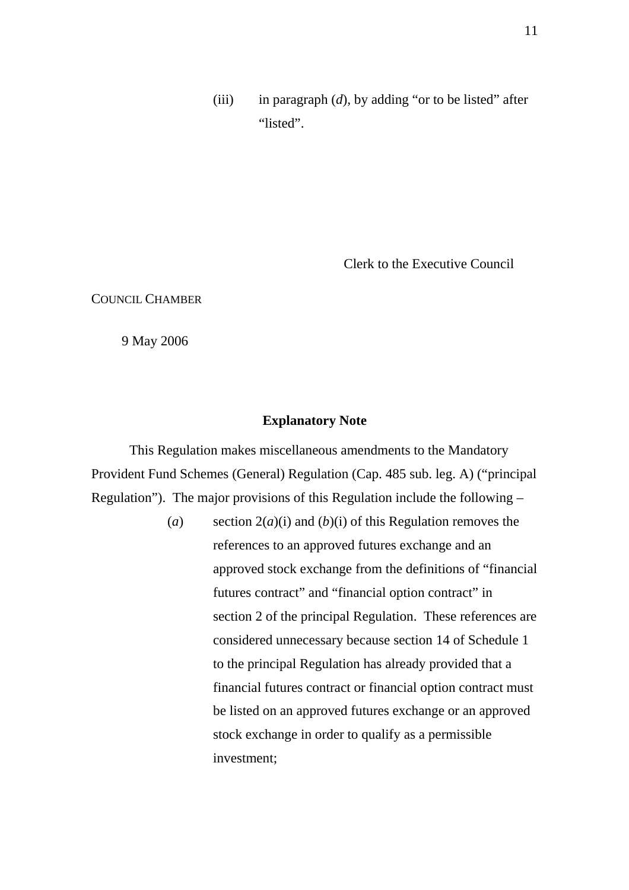(iii) in paragraph (*d*), by adding "or to be listed" after "listed".

Clerk to the Executive Council

COUNCIL CHAMBER

9 May 2006

## Explanatory Note

This Regulation makes miscellaneous amendments to the Mandatory Provident Fund Schemes (General) Regulation (Cap. 485 sub. leg. A) ("principal Regulation"). The major provisions of this Regulation include the following –

(*a*) section 2(*a*)(i) and (*b*)(i) of this Regulation removes the references to an approved futures exchange and an approved stock exchange from the definitions of "financial futures contract" and "financial option contract" in section 2 of the principal Regulation. These references are considered unnecessary because section 14 of Schedule 1 to the principal Regulation has already provided that a financial futures contract or financial option contract must be listed on an approved futures exchange or an approved stock exchange in order to qualify as a permissible investment;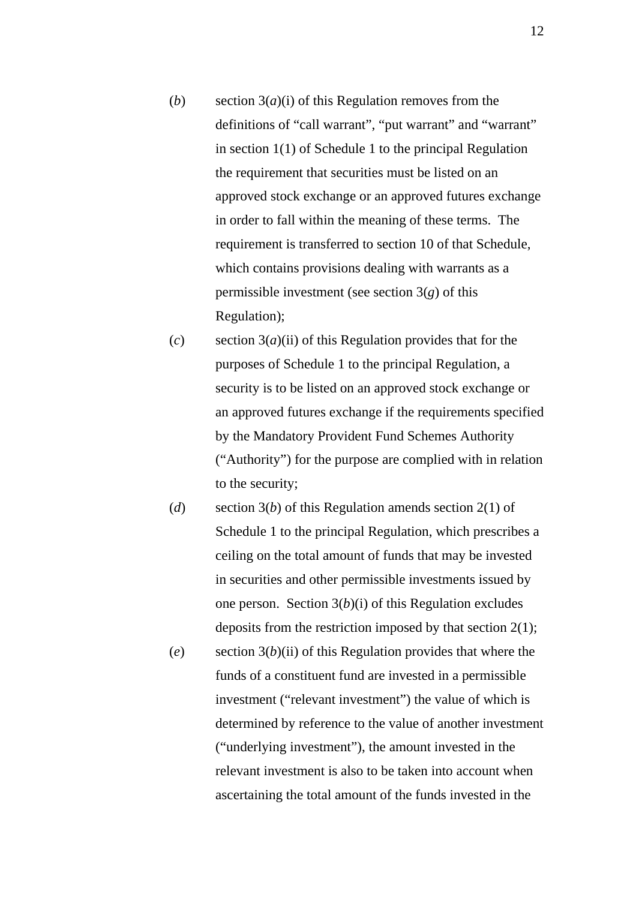(*b*) section 3(*a*)(i) of this Regulation removes from the definitions of "call warrant", "put warrant" and "warrant" in section 1(1) of Schedule 1 to the principal Regulation the requirement that securities must be listed on an approved stock exchange or an approved futures exchange in order to fall within the meaning of these terms. The requirement is transferred to section 10 of that Schedule, which contains provisions dealing with warrants as a permissible investment (see section 3(*g*) of this Regulation);

(*c*) section 3(*a*)(ii) of this Regulation provides that for the purposes of Schedule 1 to the principal Regulation, a security is to be listed on an approved stock exchange or an approved futures exchange if the requirements specified by the Mandatory Provident Fund Schemes Authority ("Authority") for the purpose are complied with in relation to the security;

(*d*) section 3(*b*) of this Regulation amends section 2(1) of Schedule 1 to the principal Regulation, which prescribes a ceiling on the total amount of funds that may be invested in securities and other permissible investments issued by one person. Section 3(*b*)(i) of this Regulation excludes deposits from the restriction imposed by that section 2(1);

(*e*) section 3(*b*)(ii) of this Regulation provides that where the funds of a constituent fund are invested in a permissible investment ("relevant investment") the value of which is determined by reference to the value of another investment ("underlying investment"), the amount invested in the relevant investment is also to be taken into account when ascertaining the total amount of the funds invested in the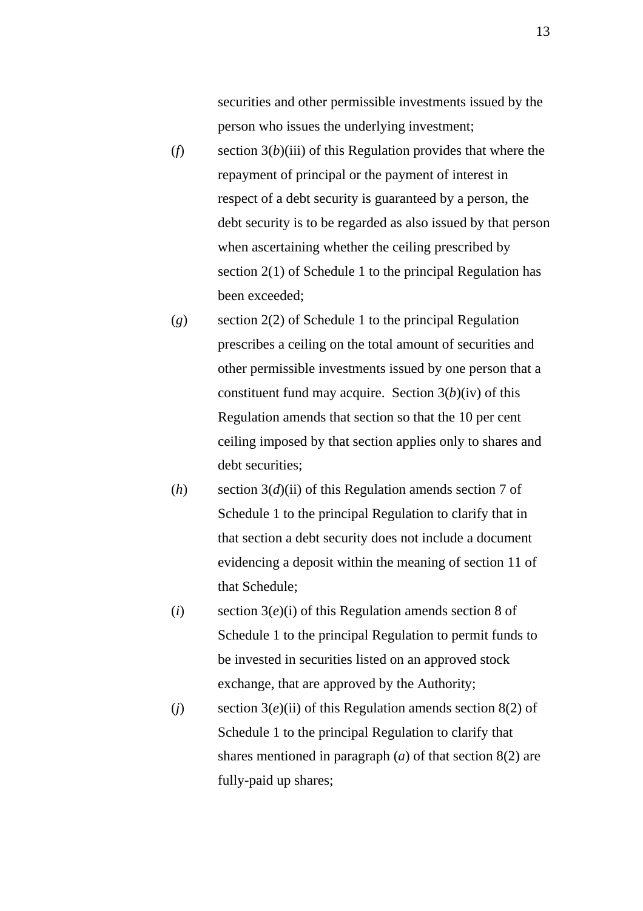securities and other permissible investments issued by the person who issues the underlying investment;

(*f*) section 3(*b*)(iii) of this Regulation provides that where the repayment of principal or the payment of interest in respect of a debt security is guaranteed by a person, the debt security is to be regarded as also issued by that person when ascertaining whether the ceiling prescribed by section 2(1) of Schedule 1 to the principal Regulation has been exceeded;

(*g*) section 2(2) of Schedule 1 to the principal Regulation prescribes a ceiling on the total amount of securities and other permissible investments issued by one person that a constituent fund may acquire. Section 3(*b*)(iv) of this Regulation amends that section so that the 10 per cent ceiling imposed by that section applies only to shares and debt securities;

(*h*) section 3(*d*)(ii) of this Regulation amends section 7 of Schedule 1 to the principal Regulation to clarify that in that section a debt security does not include a document evidencing a deposit within the meaning of section 11 of that Schedule;

(*i*) section 3(*e*)(i) of this Regulation amends section 8 of Schedule 1 to the principal Regulation to permit funds to be invested in securities listed on an approved stock exchange, that are approved by the Authority;

(*j*) section 3(*e*)(ii) of this Regulation amends section 8(2) of Schedule 1 to the principal Regulation to clarify that shares mentioned in paragraph (*a*) of that section 8(2) are fully-paid up shares;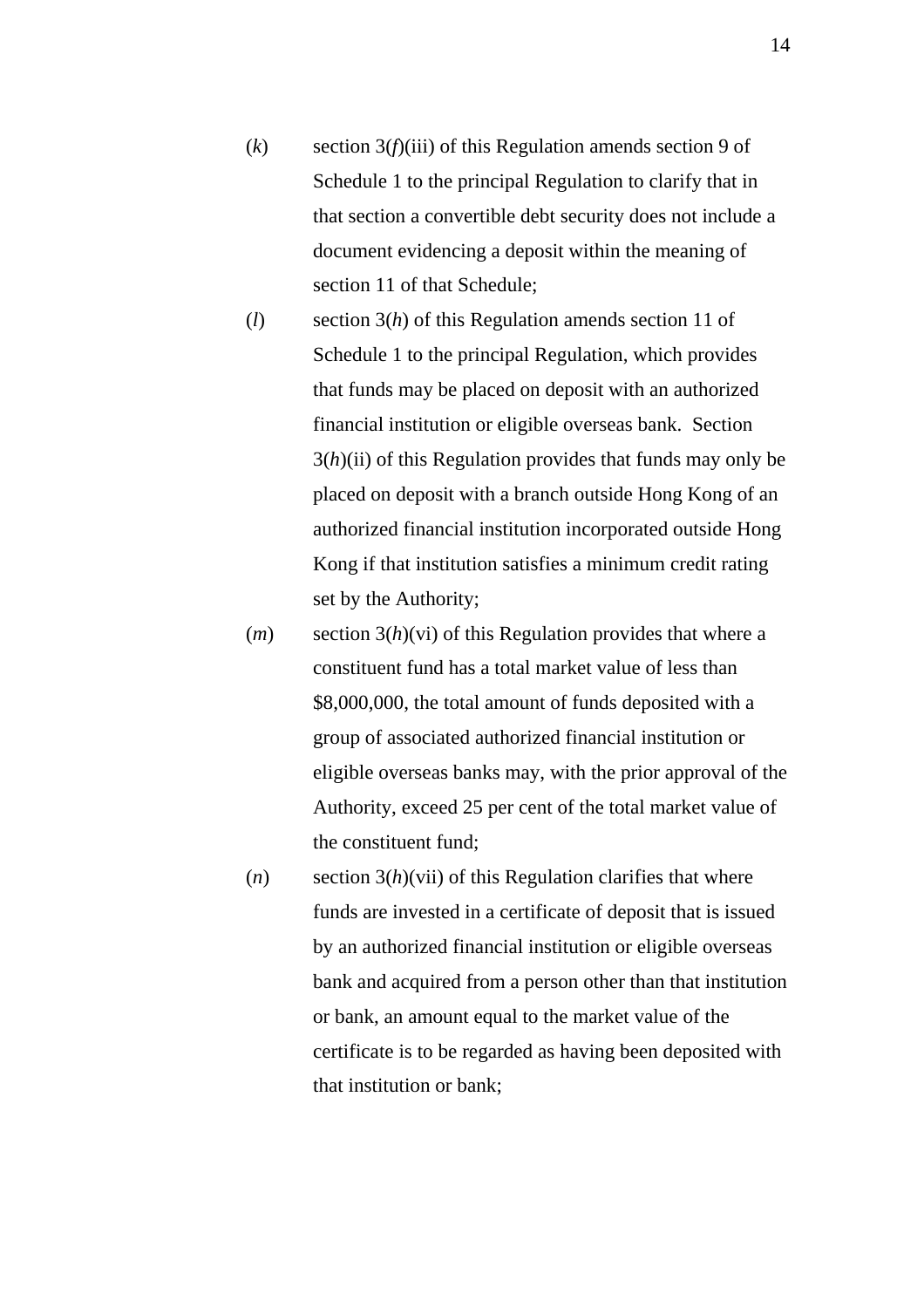(*k*) section 3(*f*)(iii) of this Regulation amends section 9 of Schedule 1 to the principal Regulation to clarify that in that section a convertible debt security does not include a document evidencing a deposit within the meaning of section 11 of that Schedule;

(*l*) section 3(*h*) of this Regulation amends section 11 of Schedule 1 to the principal Regulation, which provides that funds may be placed on deposit with an authorized financial institution or eligible overseas bank. Section 3(*h*)(ii) of this Regulation provides that funds may only be placed on deposit with a branch outside Hong Kong of an authorized financial institution incorporated outside Hong Kong if that institution satisfies a minimum credit rating set by the Authority;

(*m*) section 3(*h*)(vi) of this Regulation provides that where a constituent fund has a total market value of less than $8,000,000, the total amount of funds deposited with a group of associated authorized financial institution or eligible overseas banks may, with the prior approval of the Authority, exceed 25 per cent of the total market value of the constituent fund;

(*n*) section 3(*h*)(vii) of this Regulation clarifies that where funds are invested in a certificate of deposit that is issued by an authorized financial institution or eligible overseas bank and acquired from a person other than that institution or bank, an amount equal to the market value of the certificate is to be regarded as having been deposited with that institution or bank;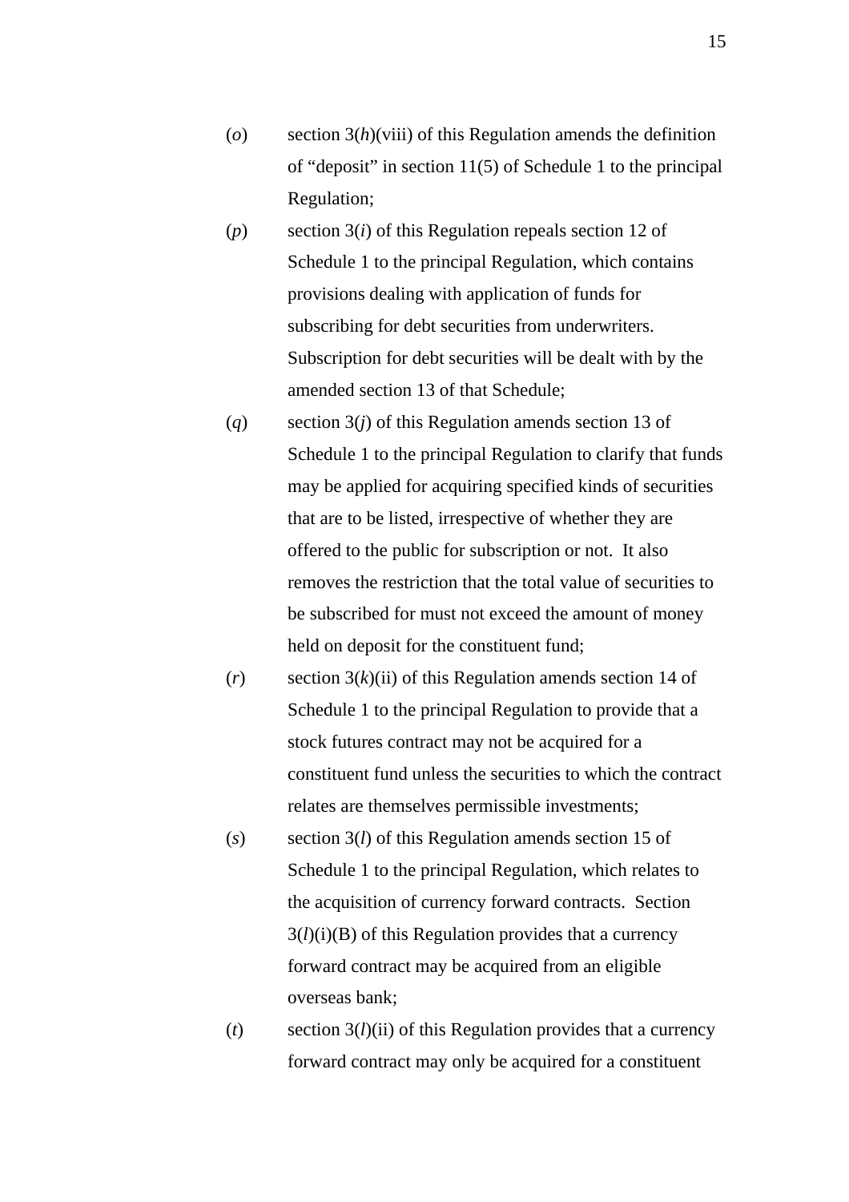(*o*) section 3(*h*)(viii) of this Regulation amends the definition of "deposit" in section 11(5) of Schedule 1 to the principal Regulation;

(*p*) section 3(*i*) of this Regulation repeals section 12 of Schedule 1 to the principal Regulation, which contains provisions dealing with application of funds for subscribing for debt securities from underwriters. Subscription for debt securities will be dealt with by the amended section 13 of that Schedule;

(*q*) section 3(*j*) of this Regulation amends section 13 of Schedule 1 to the principal Regulation to clarify that funds may be applied for acquiring specified kinds of securities that are to be listed, irrespective of whether they are offered to the public for subscription or not. It also removes the restriction that the total value of securities to be subscribed for must not exceed the amount of money held on deposit for the constituent fund;

(*r*) section 3(*k*)(ii) of this Regulation amends section 14 of Schedule 1 to the principal Regulation to provide that a stock futures contract may not be acquired for a constituent fund unless the securities to which the contract relates are themselves permissible investments;

(*s*) section 3(*l*) of this Regulation amends section 15 of Schedule 1 to the principal Regulation, which relates to the acquisition of currency forward contracts. Section 3(*l*)(i)(B) of this Regulation provides that a currency forward contract may be acquired from an eligible overseas bank;

(*t*) section 3(*l*)(ii) of this Regulation provides that a currency forward contract may only be acquired for a constituent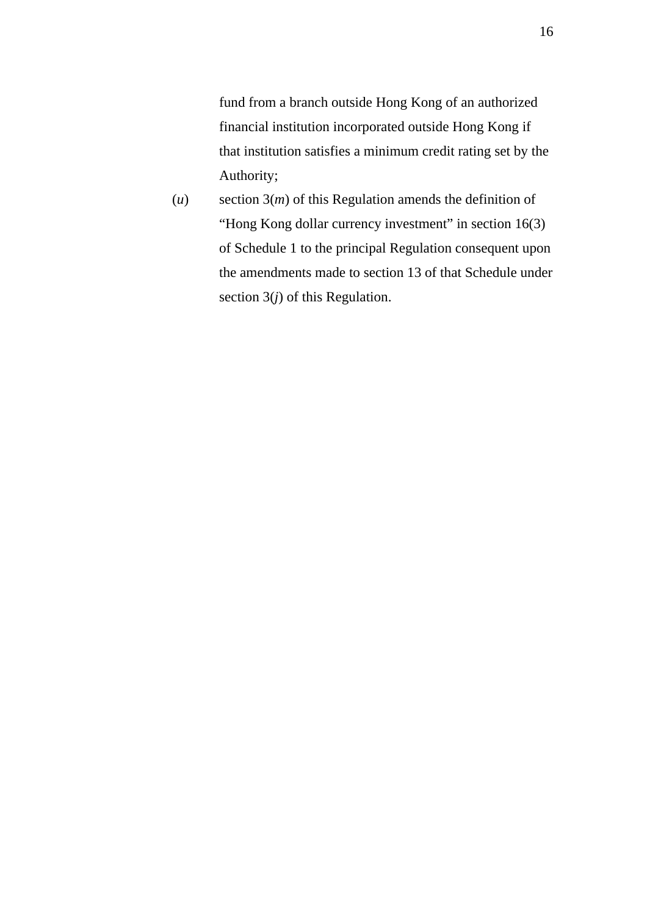fund from a branch outside Hong Kong of an authorized financial institution incorporated outside Hong Kong if that institution satisfies a minimum credit rating set by the Authority;

(*u*) section 3(*m*) of this Regulation amends the definition of "Hong Kong dollar currency investment" in section 16(3) of Schedule 1 to the principal Regulation consequent upon the amendments made to section 13 of that Schedule under section 3(*j*) of this Regulation.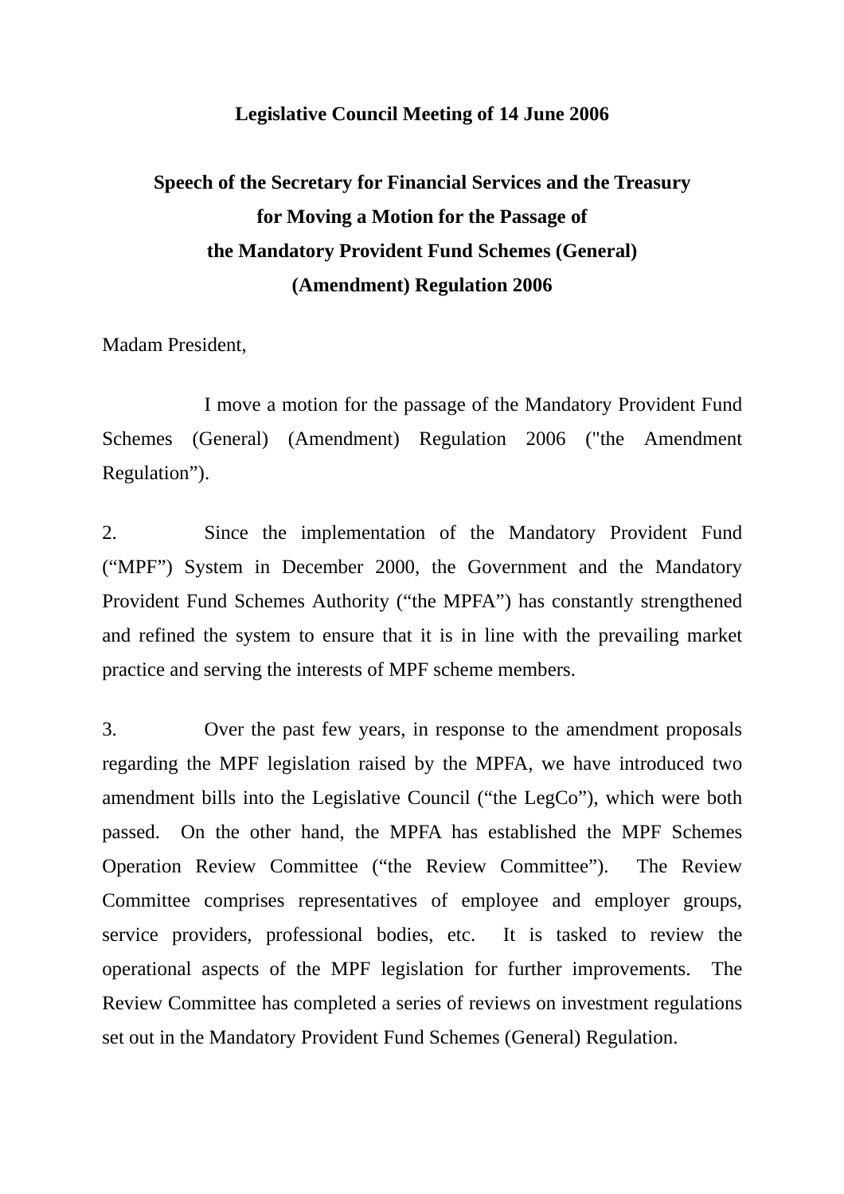**Legislative Council Meeting of 14 June 2006**

**Speech of the Secretary for Financial Services and the Treasury for Moving a Motion for the Passage of the Mandatory Provident Fund Schemes (General) (Amendment) Regulation 2006**

Madam President,

I move a motion for the passage of the Mandatory Provident Fund Schemes (General) (Amendment) Regulation 2006 ("the Amendment Regulation”).

2. Since the implementation of the Mandatory Provident Fund (“MPF”) System in December 2000, the Government and the Mandatory Provident Fund Schemes Authority (“the MPFA”) has constantly strengthened and refined the system to ensure that it is in line with the prevailing market practice and serving the interests of MPF scheme members.

3. Over the past few years, in response to the amendment proposals regarding the MPF legislation raised by the MPFA, we have introduced two amendment bills into the Legislative Council (“the LegCo”), which were both passed. On the other hand, the MPFA has established the MPF Schemes Operation Review Committee (“the Review Committee”). The Review Committee comprises representatives of employee and employer groups, service providers, professional bodies, etc. It is tasked to review the operational aspects of the MPF legislation for further improvements. The Review Committee has completed a series of reviews on investment regulations set out in the Mandatory Provident Fund Schemes (General) Regulation.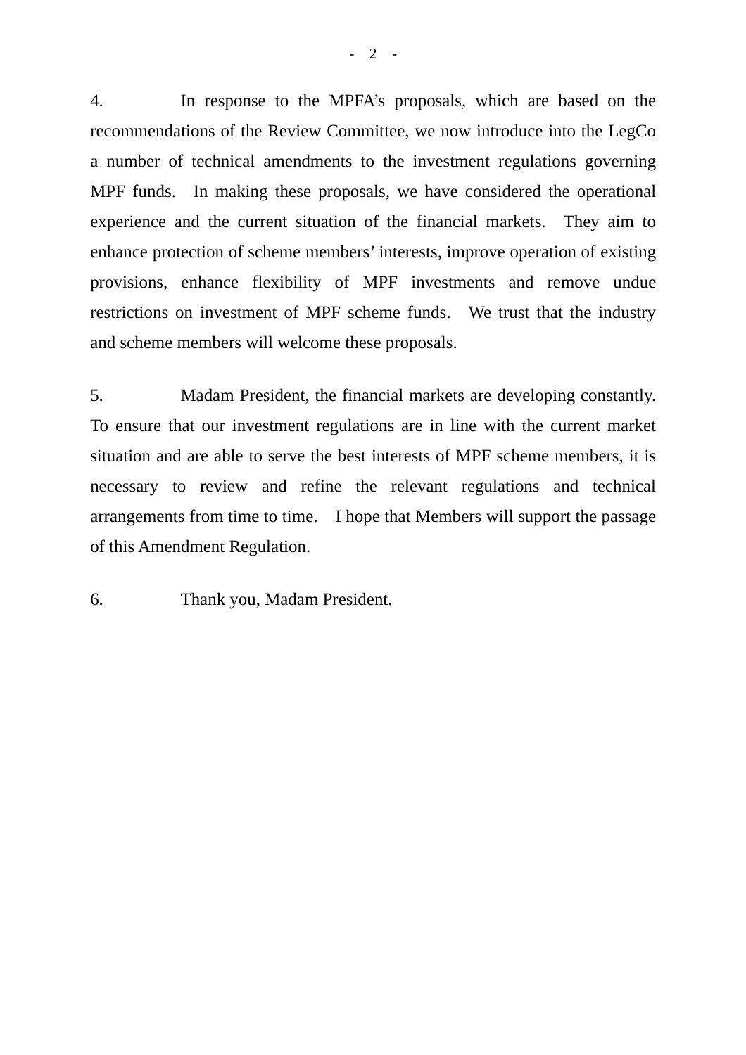4. In response to the MPFA's proposals, which are based on the recommendations of the Review Committee, we now introduce into the LegCo a number of technical amendments to the investment regulations governing MPF funds. In making these proposals, we have considered the operational experience and the current situation of the financial markets. They aim to enhance protection of scheme members' interests, improve operation of existing provisions, enhance flexibility of MPF investments and remove undue restrictions on investment of MPF scheme funds. We trust that the industry and scheme members will welcome these proposals.

5. Madam President, the financial markets are developing constantly. To ensure that our investment regulations are in line with the current market situation and are able to serve the best interests of MPF scheme members, it is necessary to review and refine the relevant regulations and technical arrangements from time to time. I hope that Members will support the passage of this Amendment Regulation.

6. Thank you, Madam President.